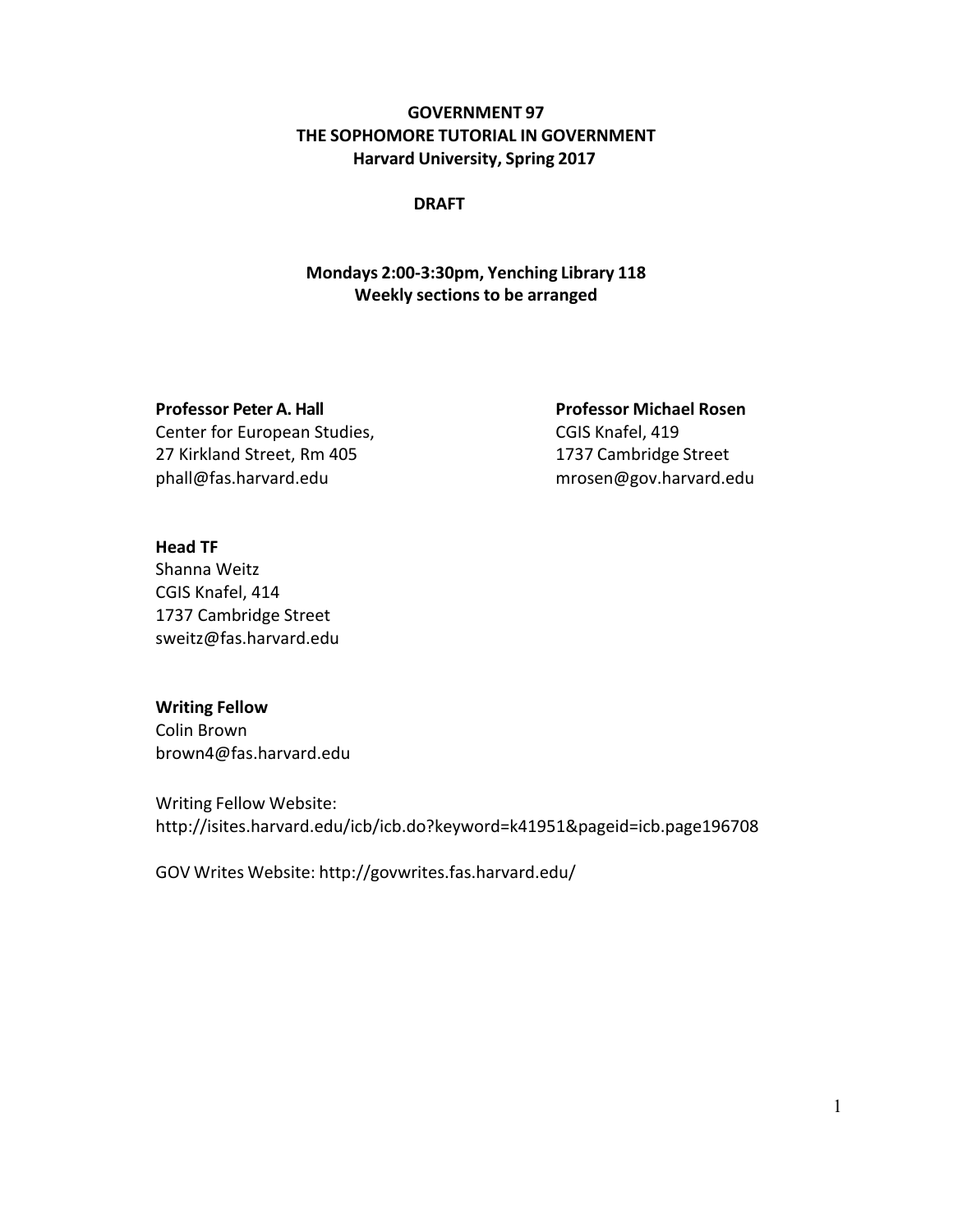# GOVERNMENT 97
# THE SOPHOMORE TUTORIAL IN GOVERNMENT
## Harvard University, Spring 2017

**DRAFT**

**Mondays 2:00-3:30pm, Yenching Library 118**
**Weekly sections to be arranged**

**Professor Peter A. Hall**
Center for European Studies,
27 Kirkland Street, Rm 405
phall@fas.harvard.edu

**Professor Michael Rosen**
CGIS Knafel, 419
1737 Cambridge Street
mrosen@gov.harvard.edu

**Head TF**
Shanna Weitz
CGIS Knafel, 414
1737 Cambridge Street
sweitz@fas.harvard.edu

**Writing Fellow**
Colin Brown
brown4@fas.harvard.edu

Writing Fellow Website:
http://isites.harvard.edu/icb/icb.do?keyword=k41951&pageid=icb.page196708

GOV Writes Website: http://govwrites.fas.harvard.edu/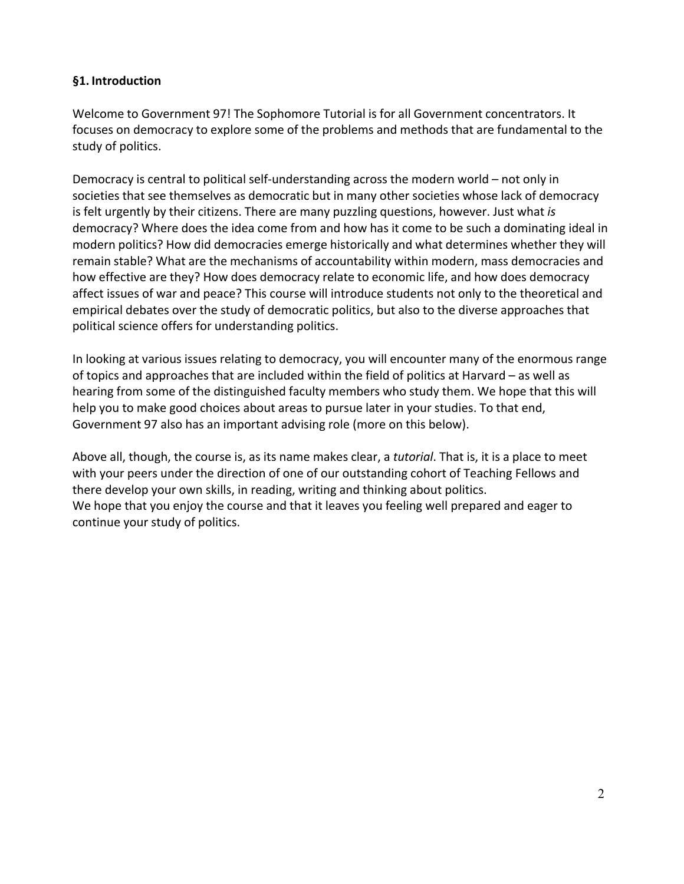## §1. Introduction

Welcome to Government 97! The Sophomore Tutorial is for all Government concentrators. It focuses on democracy to explore some of the problems and methods that are fundamental to the study of politics.

Democracy is central to political self-understanding across the modern world – not only in societies that see themselves as democratic but in many other societies whose lack of democracy is felt urgently by their citizens. There are many puzzling questions, however. Just what *is* democracy? Where does the idea come from and how has it come to be such a dominating ideal in modern politics? How did democracies emerge historically and what determines whether they will remain stable? What are the mechanisms of accountability within modern, mass democracies and how effective are they? How does democracy relate to economic life, and how does democracy affect issues of war and peace? This course will introduce students not only to the theoretical and empirical debates over the study of democratic politics, but also to the diverse approaches that political science offers for understanding politics.

In looking at various issues relating to democracy, you will encounter many of the enormous range of topics and approaches that are included within the field of politics at Harvard – as well as hearing from some of the distinguished faculty members who study them. We hope that this will help you to make good choices about areas to pursue later in your studies. To that end, Government 97 also has an important advising role (more on this below).

Above all, though, the course is, as its name makes clear, a *tutorial*. That is, it is a place to meet with your peers under the direction of one of our outstanding cohort of Teaching Fellows and there develop your own skills, in reading, writing and thinking about politics.
We hope that you enjoy the course and that it leaves you feeling well prepared and eager to continue your study of politics.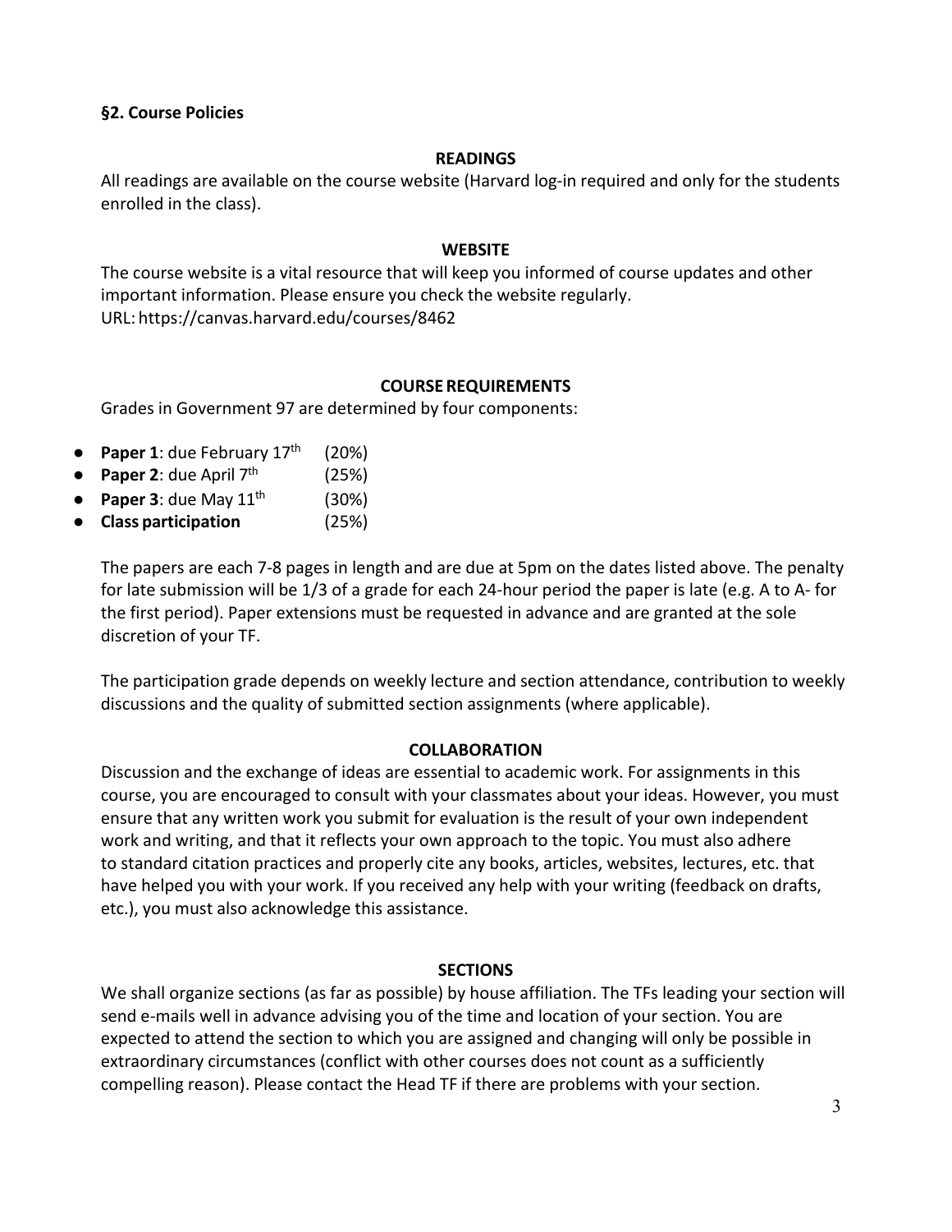## §2. Course Policies

### READINGS

All readings are available on the course website (Harvard log-in required and only for the students enrolled in the class).

### WEBSITE

The course website is a vital resource that will keep you informed of course updates and other important information. Please ensure you check the website regularly.
URL: https://canvas.harvard.edu/courses/8462

### COURSE REQUIREMENTS

Grades in Government 97 are determined by four components:

- **Paper 1**: due February 17th (20%)
- **Paper 2**: due April 7th (25%)
- **Paper 3**: due May 11th (30%)
- **Class participation** (25%)

The papers are each 7-8 pages in length and are due at 5pm on the dates listed above. The penalty for late submission will be 1/3 of a grade for each 24-hour period the paper is late (e.g. A to A- for the first period). Paper extensions must be requested in advance and are granted at the sole discretion of your TF.

The participation grade depends on weekly lecture and section attendance, contribution to weekly discussions and the quality of submitted section assignments (where applicable).

### COLLABORATION

Discussion and the exchange of ideas are essential to academic work. For assignments in this course, you are encouraged to consult with your classmates about your ideas. However, you must ensure that any written work you submit for evaluation is the result of your own independent work and writing, and that it reflects your own approach to the topic. You must also adhere to standard citation practices and properly cite any books, articles, websites, lectures, etc. that have helped you with your work. If you received any help with your writing (feedback on drafts, etc.), you must also acknowledge this assistance.

### SECTIONS

We shall organize sections (as far as possible) by house affiliation. The TFs leading your section will send e-mails well in advance advising you of the time and location of your section. You are expected to attend the section to which you are assigned and changing will only be possible in extraordinary circumstances (conflict with other courses does not count as a sufficiently compelling reason). Please contact the Head TF if there are problems with your section.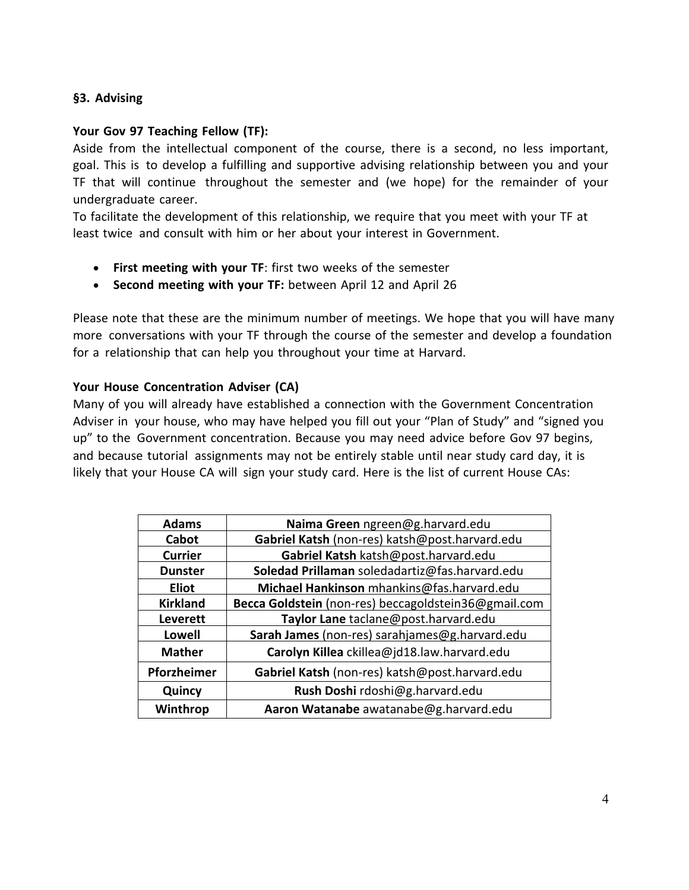### §3. Advising

**Your Gov 97 Teaching Fellow (TF):**

Aside from the intellectual component of the course, there is a second, no less important, goal. This is to develop a fulfilling and supportive advising relationship between you and your TF that will continue throughout the semester and (we hope) for the remainder of your undergraduate career.

To facilitate the development of this relationship, we require that you meet with your TF at least twice and consult with him or her about your interest in Government.

- **First meeting with your TF**: first two weeks of the semester
- **Second meeting with your TF:** between April 12 and April 26

Please note that these are the minimum number of meetings. We hope that you will have many more conversations with your TF through the course of the semester and develop a foundation for a relationship that can help you throughout your time at Harvard.

**Your House Concentration Adviser (CA)**

Many of you will already have established a connection with the Government Concentration Adviser in your house, who may have helped you fill out your "Plan of Study" and "signed you up" to the Government concentration. Because you may need advice before Gov 97 begins, and because tutorial assignments may not be entirely stable until near study card day, it is likely that your House CA will sign your study card. Here is the list of current House CAs:

| House | Concentration Adviser |
|---|---|
| **Adams** | **Naima Green** ngreen@g.harvard.edu |
| **Cabot** | **Gabriel Katsh** (non-res) katsh@post.harvard.edu |
| **Currier** | **Gabriel Katsh** katsh@post.harvard.edu |
| **Dunster** | **Soledad Prillaman** soledadartiz@fas.harvard.edu |
| **Eliot** | **Michael Hankinson** mhankins@fas.harvard.edu |
| **Kirkland** | **Becca Goldstein** (non-res) beccagoldstein36@gmail.com |
| **Leverett** | **Taylor Lane** taclane@post.harvard.edu |
| **Lowell** | **Sarah James** (non-res) sarahjames@g.harvard.edu |
| **Mather** | **Carolyn Killea** ckillea@jd18.law.harvard.edu |
| **Pforzheimer** | **Gabriel Katsh** (non-res) katsh@post.harvard.edu |
| **Quincy** | **Rush Doshi** rdoshi@g.harvard.edu |
| **Winthrop** | **Aaron Watanabe** awatanabe@g.harvard.edu |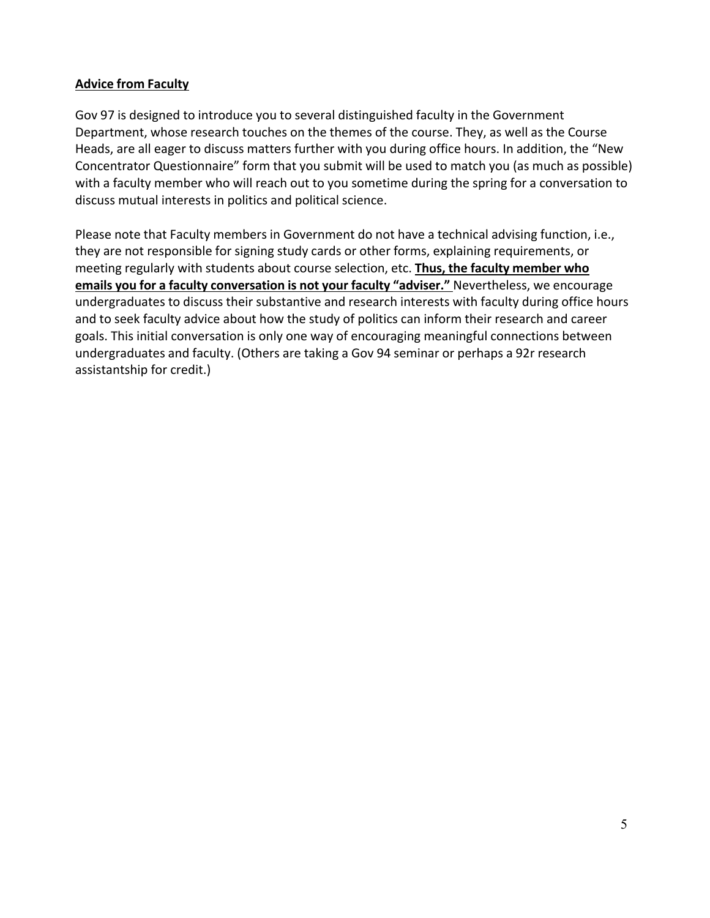## Advice from Faculty

Gov 97 is designed to introduce you to several distinguished faculty in the Government Department, whose research touches on the themes of the course. They, as well as the Course Heads, are all eager to discuss matters further with you during office hours. In addition, the "New Concentrator Questionnaire" form that you submit will be used to match you (as much as possible) with a faculty member who will reach out to you sometime during the spring for a conversation to discuss mutual interests in politics and political science.

Please note that Faculty members in Government do not have a technical advising function, i.e., they are not responsible for signing study cards or other forms, explaining requirements, or meeting regularly with students about course selection, etc. **Thus, the faculty member who emails you for a faculty conversation is not your faculty "adviser."** Nevertheless, we encourage undergraduates to discuss their substantive and research interests with faculty during office hours and to seek faculty advice about how the study of politics can inform their research and career goals. This initial conversation is only one way of encouraging meaningful connections between undergraduates and faculty. (Others are taking a Gov 94 seminar or perhaps a 92r research assistantship for credit.)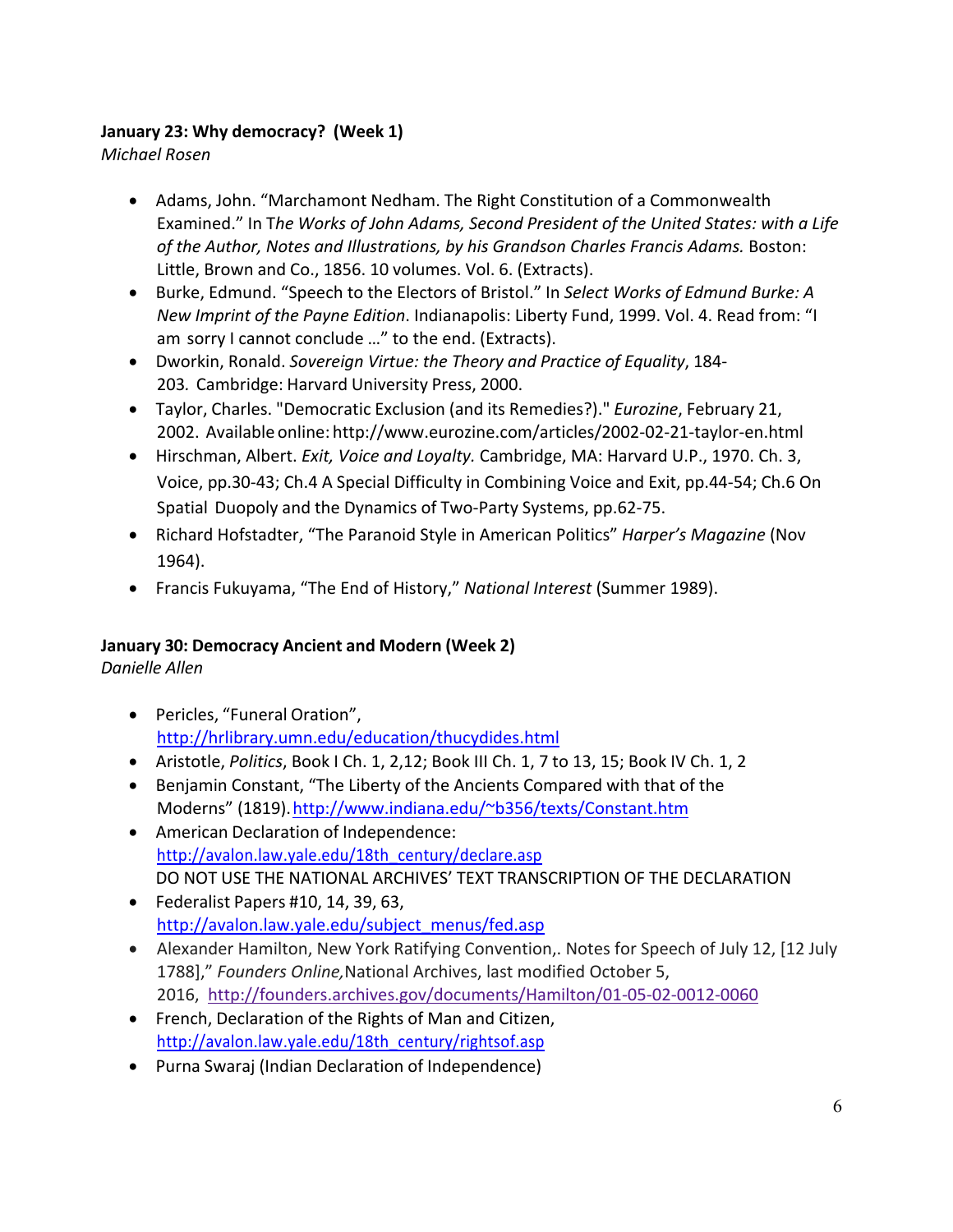**January 23: Why democracy? (Week 1)**
*Michael Rosen*

- Adams, John. "Marchamont Nedham. The Right Constitution of a Commonwealth Examined." In T*he Works of John Adams, Second President of the United States: with a Life of the Author, Notes and Illustrations, by his Grandson Charles Francis Adams.* Boston: Little, Brown and Co., 1856. 10 volumes. Vol. 6. (Extracts).
- Burke, Edmund. "Speech to the Electors of Bristol." In *Select Works of Edmund Burke: A New Imprint of the Payne Edition*. Indianapolis: Liberty Fund, 1999. Vol. 4. Read from: "I am sorry I cannot conclude …" to the end. (Extracts).
- Dworkin, Ronald. *Sovereign Virtue: the Theory and Practice of Equality*, 184-203. Cambridge: Harvard University Press, 2000.
- Taylor, Charles. "Democratic Exclusion (and its Remedies?)." *Eurozine*, February 21, 2002. Available online: http://www.eurozine.com/articles/2002-02-21-taylor-en.html
- Hirschman, Albert. *Exit, Voice and Loyalty.* Cambridge, MA: Harvard U.P., 1970. Ch. 3, Voice, pp.30-43; Ch.4 A Special Difficulty in Combining Voice and Exit, pp.44-54; Ch.6 On Spatial Duopoly and the Dynamics of Two-Party Systems, pp.62-75.
- Richard Hofstadter, "The Paranoid Style in American Politics" *Harper's Magazine* (Nov 1964).
- Francis Fukuyama, "The End of History," *National Interest* (Summer 1989).

**January 30: Democracy Ancient and Modern (Week 2)**
*Danielle Allen*

- Pericles, "Funeral Oration", http://hrlibrary.umn.edu/education/thucydides.html
- Aristotle, *Politics*, Book I Ch. 1, 2,12; Book III Ch. 1, 7 to 13, 15; Book IV Ch. 1, 2
- Benjamin Constant, "The Liberty of the Ancients Compared with that of the Moderns" (1819). http://www.indiana.edu/~b356/texts/Constant.htm
- American Declaration of Independence: http://avalon.law.yale.edu/18th_century/declare.asp DO NOT USE THE NATIONAL ARCHIVES' TEXT TRANSCRIPTION OF THE DECLARATION
- Federalist Papers #10, 14, 39, 63, http://avalon.law.yale.edu/subject_menus/fed.asp
- Alexander Hamilton, New York Ratifying Convention,. Notes for Speech of July 12, [12 July 1788]," *Founders Online,* National Archives, last modified October 5, 2016, http://founders.archives.gov/documents/Hamilton/01-05-02-0012-0060
- French, Declaration of the Rights of Man and Citizen, http://avalon.law.yale.edu/18th_century/rightsof.asp
- Purna Swaraj (Indian Declaration of Independence)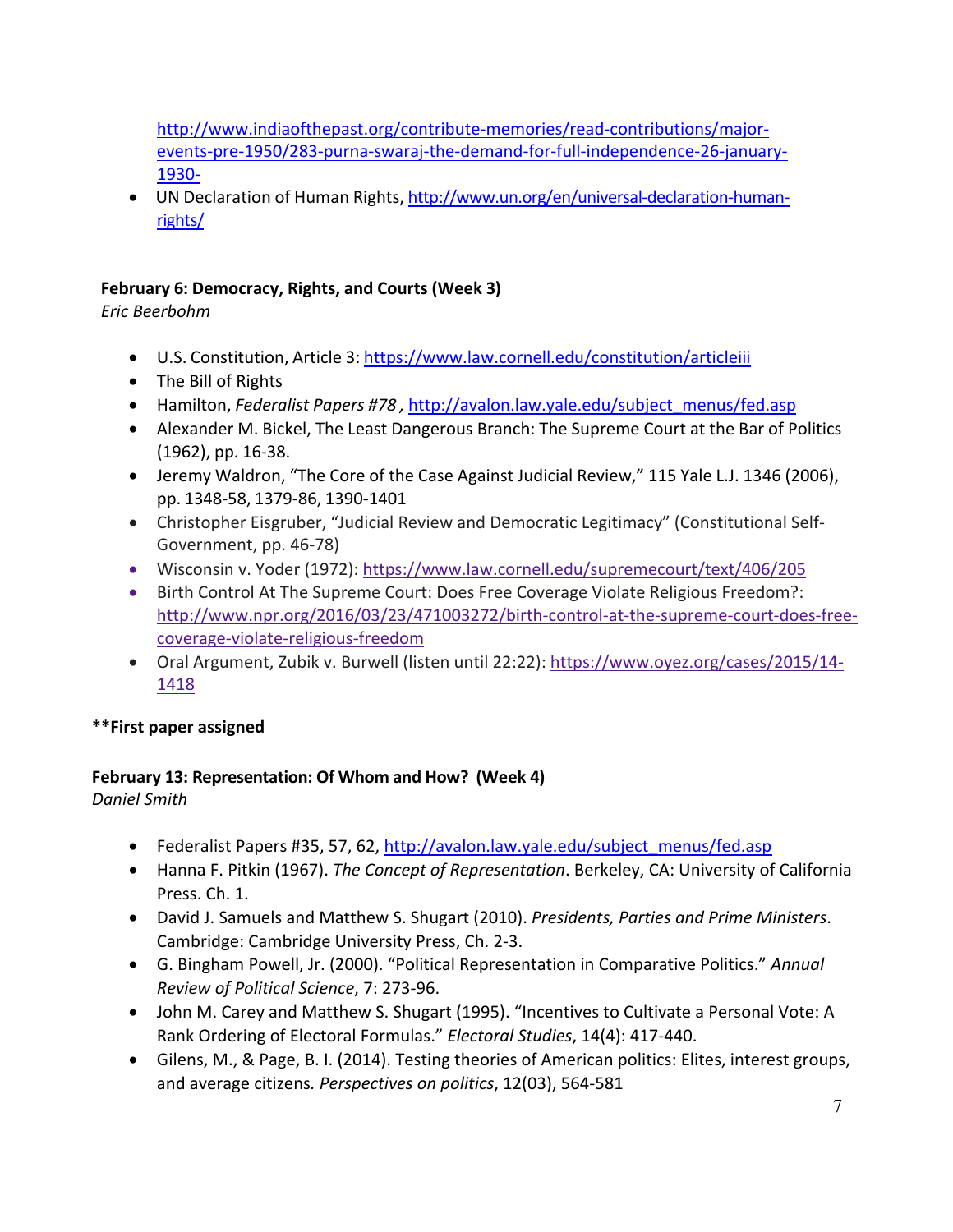http://www.indiaofthepast.org/contribute-memories/read-contributions/major-events-pre-1950/283-purna-swaraj-the-demand-for-full-independence-26-january-1930-

- UN Declaration of Human Rights, http://www.un.org/en/universal-declaration-human-rights/

**February 6: Democracy, Rights, and Courts (Week 3)**
*Eric Beerbohm*

- U.S. Constitution, Article 3: https://www.law.cornell.edu/constitution/articleiii
- The Bill of Rights
- Hamilton, *Federalist Papers #78* , http://avalon.law.yale.edu/subject_menus/fed.asp
- Alexander M. Bickel, The Least Dangerous Branch: The Supreme Court at the Bar of Politics (1962), pp. 16-38.
- Jeremy Waldron, "The Core of the Case Against Judicial Review," 115 Yale L.J. 1346 (2006), pp. 1348-58, 1379-86, 1390-1401
- Christopher Eisgruber, "Judicial Review and Democratic Legitimacy" (Constitutional Self-Government, pp. 46-78)
- Wisconsin v. Yoder (1972): https://www.law.cornell.edu/supremecourt/text/406/205
- Birth Control At The Supreme Court: Does Free Coverage Violate Religious Freedom?: http://www.npr.org/2016/03/23/471003272/birth-control-at-the-supreme-court-does-free-coverage-violate-religious-freedom
- Oral Argument, Zubik v. Burwell (listen until 22:22): https://www.oyez.org/cases/2015/14-1418

****First paper assigned**

**February 13: Representation: Of Whom and How? (Week 4)**
*Daniel Smith*

- Federalist Papers #35, 57, 62, http://avalon.law.yale.edu/subject_menus/fed.asp
- Hanna F. Pitkin (1967). *The Concept of Representation*. Berkeley, CA: University of California Press. Ch. 1.
- David J. Samuels and Matthew S. Shugart (2010). *Presidents, Parties and Prime Ministers*. Cambridge: Cambridge University Press, Ch. 2-3.
- G. Bingham Powell, Jr. (2000). "Political Representation in Comparative Politics." *Annual Review of Political Science*, 7: 273-96.
- John M. Carey and Matthew S. Shugart (1995). "Incentives to Cultivate a Personal Vote: A Rank Ordering of Electoral Formulas." *Electoral Studies*, 14(4): 417-440.
- Gilens, M., & Page, B. I. (2014). Testing theories of American politics: Elites, interest groups, and average citizens. *Perspectives on politics*, 12(03), 564-581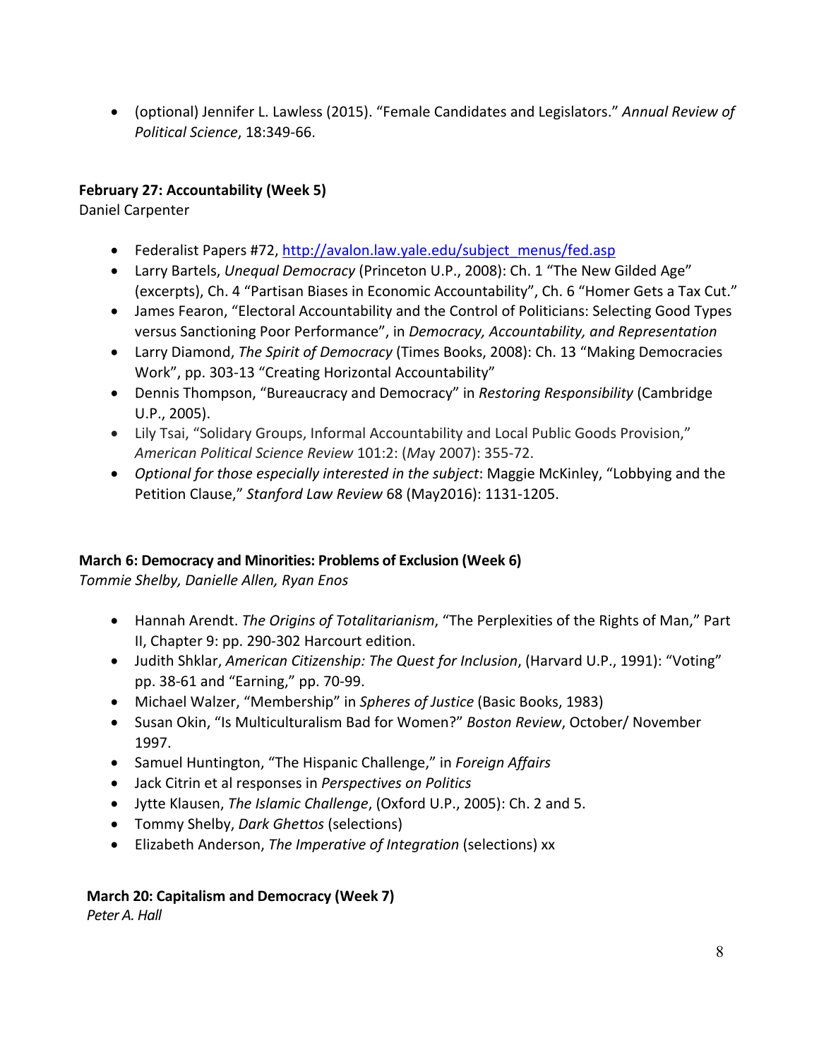- (optional) Jennifer L. Lawless (2015). "Female Candidates and Legislators." *Annual Review of Political Science*, 18:349-66.

**February 27: Accountability (Week 5)**
Daniel Carpenter

- Federalist Papers #72, [http://avalon.law.yale.edu/subject_menus/fed.asp](http://avalon.law.yale.edu/subject_menus/fed.asp)
- Larry Bartels, *Unequal Democracy* (Princeton U.P., 2008): Ch. 1 "The New Gilded Age" (excerpts), Ch. 4 "Partisan Biases in Economic Accountability", Ch. 6 "Homer Gets a Tax Cut."
- James Fearon, "Electoral Accountability and the Control of Politicians: Selecting Good Types versus Sanctioning Poor Performance", in *Democracy, Accountability, and Representation*
- Larry Diamond, *The Spirit of Democracy* (Times Books, 2008): Ch. 13 "Making Democracies Work", pp. 303-13 "Creating Horizontal Accountability"
- Dennis Thompson, "Bureaucracy and Democracy" in *Restoring Responsibility* (Cambridge U.P., 2005).
- Lily Tsai, "Solidary Groups, Informal Accountability and Local Public Goods Provision," *American Political Science Review* 101:2: (*M*ay 2007): 355-72.
- *Optional for those especially interested in the subject*: Maggie McKinley, "Lobbying and the Petition Clause," *Stanford Law Review* 68 (May2016): 1131-1205.

**March 6: Democracy and Minorities: Problems of Exclusion (Week 6)**
*Tommie Shelby, Danielle Allen, Ryan Enos*

- Hannah Arendt. *The Origins of Totalitarianism*, "The Perplexities of the Rights of Man," Part II, Chapter 9: pp. 290-302 Harcourt edition.
- Judith Shklar, *American Citizenship: The Quest for Inclusion*, (Harvard U.P., 1991): "Voting" pp. 38-61 and "Earning," pp. 70-99.
- Michael Walzer, "Membership" in *Spheres of Justice* (Basic Books, 1983)
- Susan Okin, "Is Multiculturalism Bad for Women?" *Boston Review*, October/ November 1997.
- Samuel Huntington, "The Hispanic Challenge," in *Foreign Affairs*
- Jack Citrin et al responses in *Perspectives on Politics*
- Jytte Klausen, *The Islamic Challenge*, (Oxford U.P., 2005): Ch. 2 and 5.
- Tommy Shelby, *Dark Ghettos* (selections)
- Elizabeth Anderson, *The Imperative of Integration* (selections) xx

**March 20: Capitalism and Democracy (Week 7)**
*Peter A. Hall*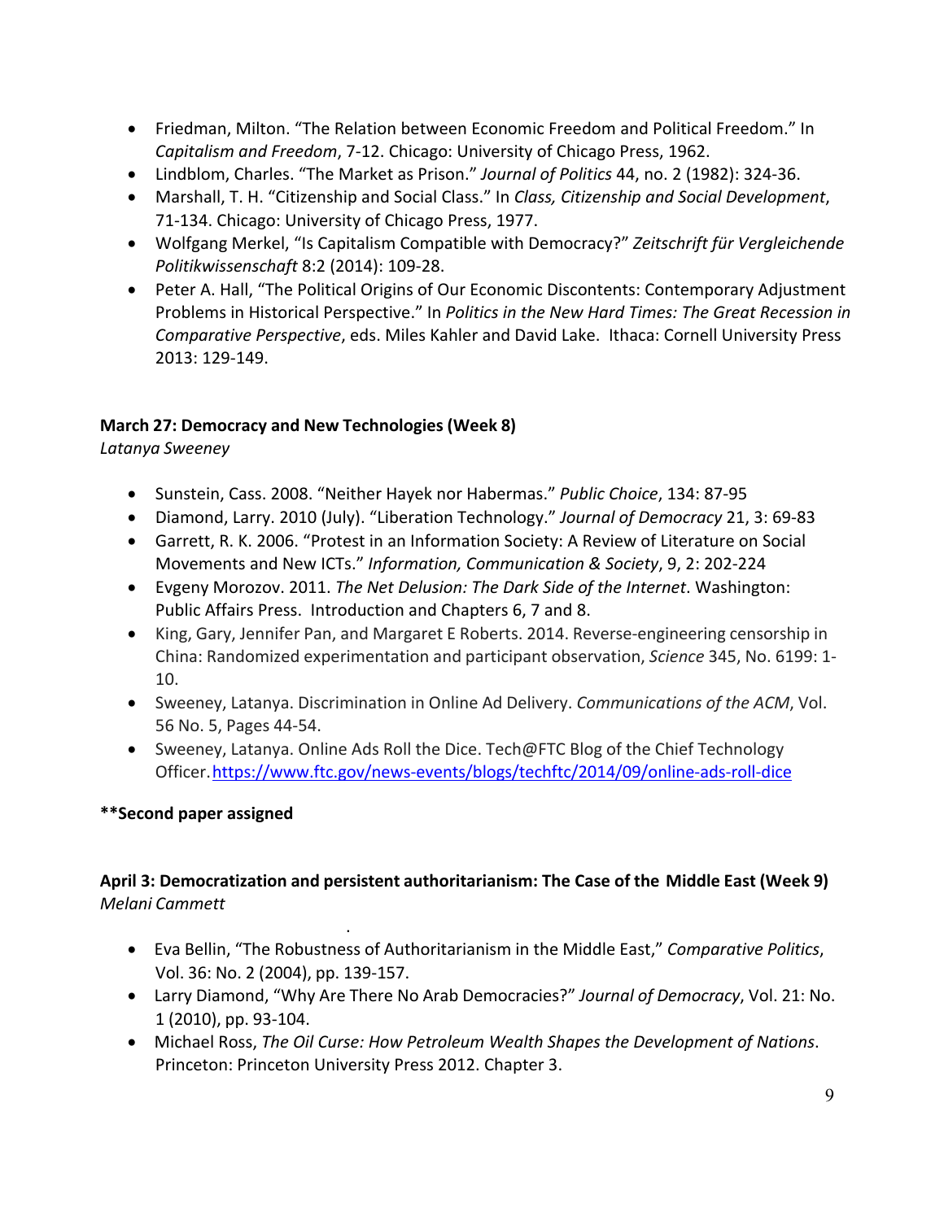- Friedman, Milton. "The Relation between Economic Freedom and Political Freedom." In *Capitalism and Freedom*, 7-12. Chicago: University of Chicago Press, 1962.
- Lindblom, Charles. "The Market as Prison." *Journal of Politics* 44, no. 2 (1982): 324-36.
- Marshall, T. H. "Citizenship and Social Class." In *Class, Citizenship and Social Development*, 71-134. Chicago: University of Chicago Press, 1977.
- Wolfgang Merkel, "Is Capitalism Compatible with Democracy?" *Zeitschrift für Vergleichende Politikwissenschaft* 8:2 (2014): 109-28.
- Peter A. Hall, "The Political Origins of Our Economic Discontents: Contemporary Adjustment Problems in Historical Perspective." In *Politics in the New Hard Times: The Great Recession in Comparative Perspective*, eds. Miles Kahler and David Lake. Ithaca: Cornell University Press 2013: 129-149.

**March 27: Democracy and New Technologies (Week 8)**
*Latanya Sweeney*

- Sunstein, Cass. 2008. "Neither Hayek nor Habermas." *Public Choice*, 134: 87-95
- Diamond, Larry. 2010 (July). "Liberation Technology." *Journal of Democracy* 21, 3: 69-83
- Garrett, R. K. 2006. "Protest in an Information Society: A Review of Literature on Social Movements and New ICTs." *Information, Communication & Society*, 9, 2: 202-224
- Evgeny Morozov. 2011. *The Net Delusion: The Dark Side of the Internet*. Washington: Public Affairs Press. Introduction and Chapters 6, 7 and 8.
- King, Gary, Jennifer Pan, and Margaret E Roberts. 2014. Reverse-engineering censorship in China: Randomized experimentation and participant observation, *Science* 345, No. 6199: 1-10.
- Sweeney, Latanya. Discrimination in Online Ad Delivery. *Communications of the ACM*, Vol. 56 No. 5, Pages 44-54.
- Sweeney, Latanya. Online Ads Roll the Dice. Tech@FTC Blog of the Chief Technology Officer. https://www.ftc.gov/news-events/blogs/techftc/2014/09/online-ads-roll-dice

**\*\*Second paper assigned**

**April 3: Democratization and persistent authoritarianism: The Case of the Middle East (Week 9)**
*Melani Cammett*

- Eva Bellin, "The Robustness of Authoritarianism in the Middle East," *Comparative Politics*, Vol. 36: No. 2 (2004), pp. 139-157.
- Larry Diamond, "Why Are There No Arab Democracies?" *Journal of Democracy*, Vol. 21: No. 1 (2010), pp. 93-104.
- Michael Ross, *The Oil Curse: How Petroleum Wealth Shapes the Development of Nations*. Princeton: Princeton University Press 2012. Chapter 3.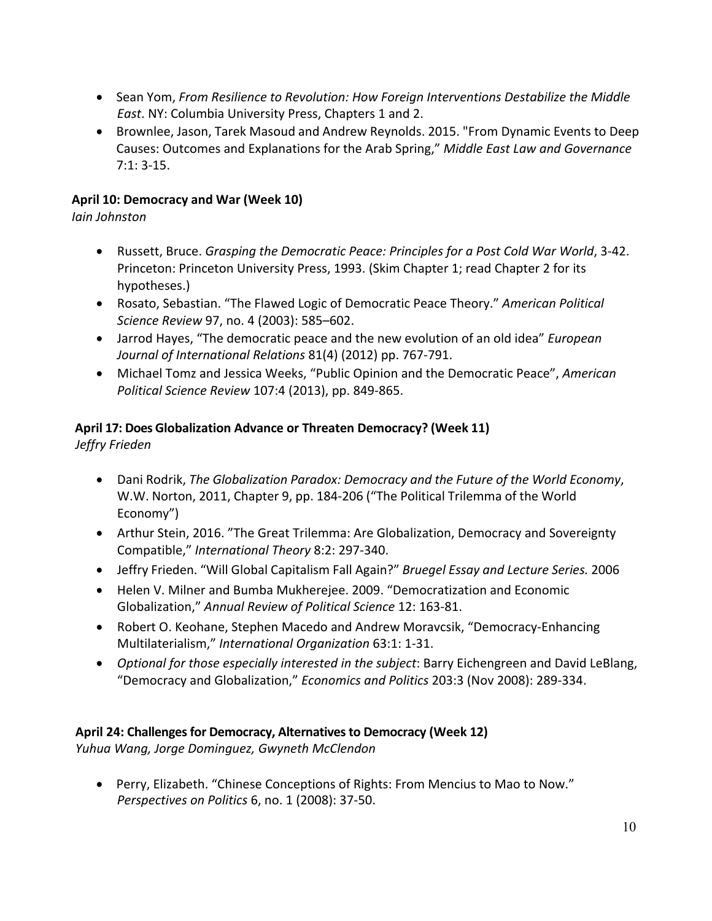- Sean Yom, *From Resilience to Revolution: How Foreign Interventions Destabilize the Middle East*. NY: Columbia University Press, Chapters 1 and 2.
- Brownlee, Jason, Tarek Masoud and Andrew Reynolds. 2015. "From Dynamic Events to Deep Causes: Outcomes and Explanations for the Arab Spring," *Middle East Law and Governance* 7:1: 3-15.

**April 10: Democracy and War (Week 10)**
*Iain Johnston*

- Russett, Bruce. *Grasping the Democratic Peace: Principles for a Post Cold War World*, 3-42. Princeton: Princeton University Press, 1993. (Skim Chapter 1; read Chapter 2 for its hypotheses.)
- Rosato, Sebastian. "The Flawed Logic of Democratic Peace Theory." *American Political Science Review* 97, no. 4 (2003): 585–602.
- Jarrod Hayes, "The democratic peace and the new evolution of an old idea" *European Journal of International Relations* 81(4) (2012) pp. 767-791.
- Michael Tomz and Jessica Weeks, "Public Opinion and the Democratic Peace", *American Political Science Review* 107:4 (2013), pp. 849-865.

**April 17: Does Globalization Advance or Threaten Democracy? (Week 11)**
*Jeffry Frieden*

- Dani Rodrik, *The Globalization Paradox: Democracy and the Future of the World Economy*, W.W. Norton, 2011, Chapter 9, pp. 184-206 ("The Political Trilemma of the World Economy")
- Arthur Stein, 2016. "The Great Trilemma: Are Globalization, Democracy and Sovereignty Compatible," *International Theory* 8:2: 297-340.
- Jeffry Frieden. "Will Global Capitalism Fall Again?" *Bruegel Essay and Lecture Series.* 2006
- Helen V. Milner and Bumba Mukherejee. 2009. "Democratization and Economic Globalization," *Annual Review of Political Science* 12: 163-81.
- Robert O. Keohane, Stephen Macedo and Andrew Moravcsik, "Democracy-Enhancing Multilaterialism," *International Organization* 63:1: 1-31.
- *Optional for those especially interested in the subject*: Barry Eichengreen and David LeBlang, "Democracy and Globalization," *Economics and Politics* 203:3 (Nov 2008): 289-334.

**April 24: Challenges for Democracy, Alternatives to Democracy (Week 12)**
*Yuhua Wang, Jorge Dominguez, Gwyneth McClendon*

- Perry, Elizabeth. "Chinese Conceptions of Rights: From Mencius to Mao to Now." *Perspectives on Politics* 6, no. 1 (2008): 37-50.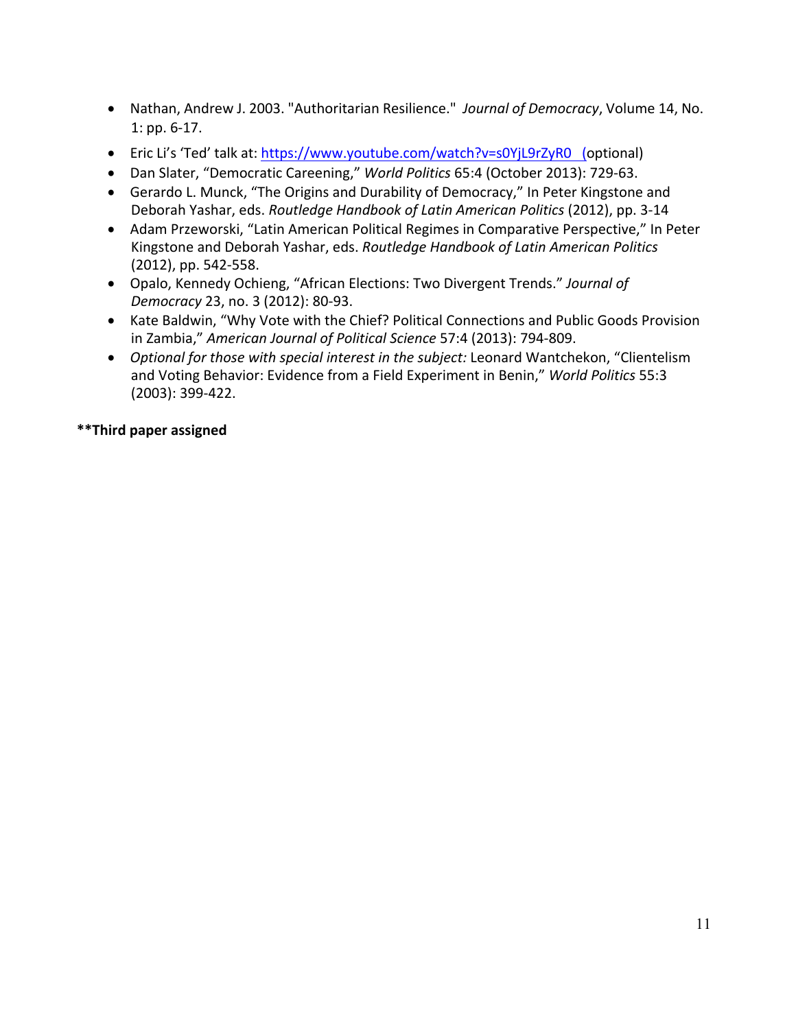- Nathan, Andrew J. 2003. "Authoritarian Resilience." *Journal of Democracy*, Volume 14, No. 1: pp. 6-17.
- Eric Li's 'Ted' talk at: [https://www.youtube.com/watch?v=s0YjL9rZyR0](https://www.youtube.com/watch?v=s0YjL9rZyR0) (optional)
- Dan Slater, "Democratic Careening," *World Politics* 65:4 (October 2013): 729-63.
- Gerardo L. Munck, "The Origins and Durability of Democracy," In Peter Kingstone and Deborah Yashar, eds. *Routledge Handbook of Latin American Politics* (2012), pp. 3-14
- Adam Przeworski, "Latin American Political Regimes in Comparative Perspective," In Peter Kingstone and Deborah Yashar, eds. *Routledge Handbook of Latin American Politics* (2012), pp. 542-558.
- Opalo, Kennedy Ochieng, "African Elections: Two Divergent Trends." *Journal of Democracy* 23, no. 3 (2012): 80-93.
- Kate Baldwin, "Why Vote with the Chief? Political Connections and Public Goods Provision in Zambia," *American Journal of Political Science* 57:4 (2013): 794-809.
- *Optional for those with special interest in the subject:* Leonard Wantchekon, "Clientelism and Voting Behavior: Evidence from a Field Experiment in Benin," *World Politics* 55:3 (2003): 399-422.

**\*\*Third paper assigned**